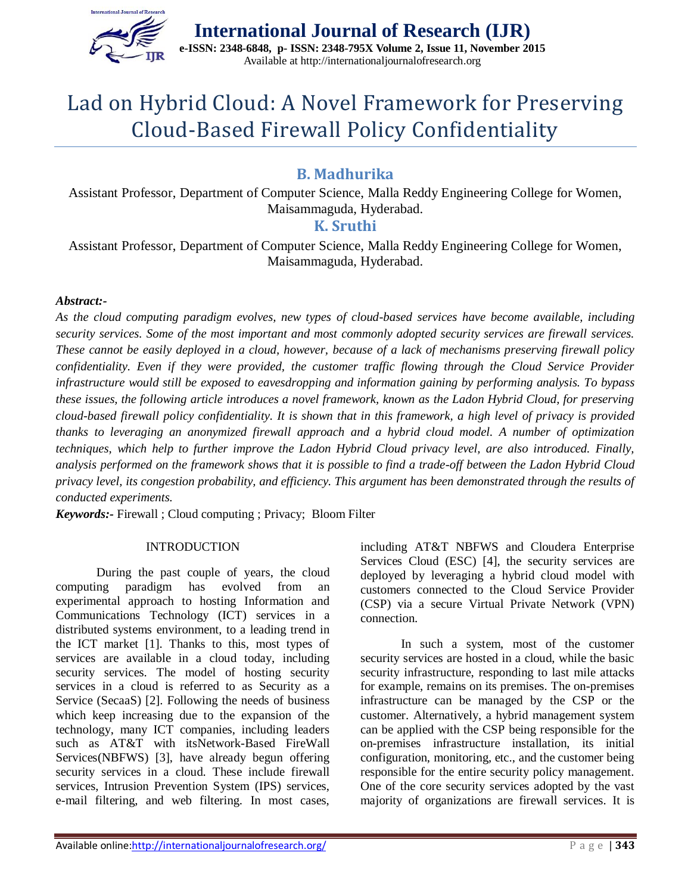# Lad on Hybrid Cloud: A Novel Framework for Preserving Cloud-Based Firewall Policy Confidentiality

**B. Madhurika**

Assistant Professor, Department of Computer Science, Malla Reddy Engineering College for Women, Maisammaguda, Hyderabad.

**K. Sruthi**

Assistant Professor, Department of Computer Science, Malla Reddy Engineering College for Women, Maisammaguda, Hyderabad.

***Abstract:-***

*As the cloud computing paradigm evolves, new types of cloud-based services have become available, including security services. Some of the most important and most commonly adopted security services are firewall services. These cannot be easily deployed in a cloud, however, because of a lack of mechanisms preserving firewall policy confidentiality. Even if they were provided, the customer traffic flowing through the Cloud Service Provider infrastructure would still be exposed to eavesdropping and information gaining by performing analysis. To bypass these issues, the following article introduces a novel framework, known as the Ladon Hybrid Cloud, for preserving cloud-based firewall policy confidentiality. It is shown that in this framework, a high level of privacy is provided thanks to leveraging an anonymized firewall approach and a hybrid cloud model. A number of optimization techniques, which help to further improve the Ladon Hybrid Cloud privacy level, are also introduced. Finally, analysis performed on the framework shows that it is possible to find a trade-off between the Ladon Hybrid Cloud privacy level, its congestion probability, and efficiency. This argument has been demonstrated through the results of conducted experiments.*

***Keywords:-*** Firewall ; Cloud computing ; Privacy; Bloom Filter

## INTRODUCTION

During the past couple of years, the cloud computing paradigm has evolved from an experimental approach to hosting Information and Communications Technology (ICT) services in a distributed systems environment, to a leading trend in the ICT market [1]. Thanks to this, most types of services are available in a cloud today, including security services. The model of hosting security services in a cloud is referred to as Security as a Service (SecaaS) [2]. Following the needs of business which keep increasing due to the expansion of the technology, many ICT companies, including leaders such as AT&T with itsNetwork-Based FireWall Services(NBFWS) [3], have already begun offering security services in a cloud. These include firewall services, Intrusion Prevention System (IPS) services, e-mail filtering, and web filtering. In most cases, including AT&T NBFWS and Cloudera Enterprise Services Cloud (ESC) [4], the security services are deployed by leveraging a hybrid cloud model with customers connected to the Cloud Service Provider (CSP) via a secure Virtual Private Network (VPN) connection.

In such a system, most of the customer security services are hosted in a cloud, while the basic security infrastructure, responding to last mile attacks for example, remains on its premises. The on-premises infrastructure can be managed by the CSP or the customer. Alternatively, a hybrid management system can be applied with the CSP being responsible for the on-premises infrastructure installation, its initial configuration, monitoring, etc., and the customer being responsible for the entire security policy management. One of the core security services adopted by the vast majority of organizations are firewall services. It is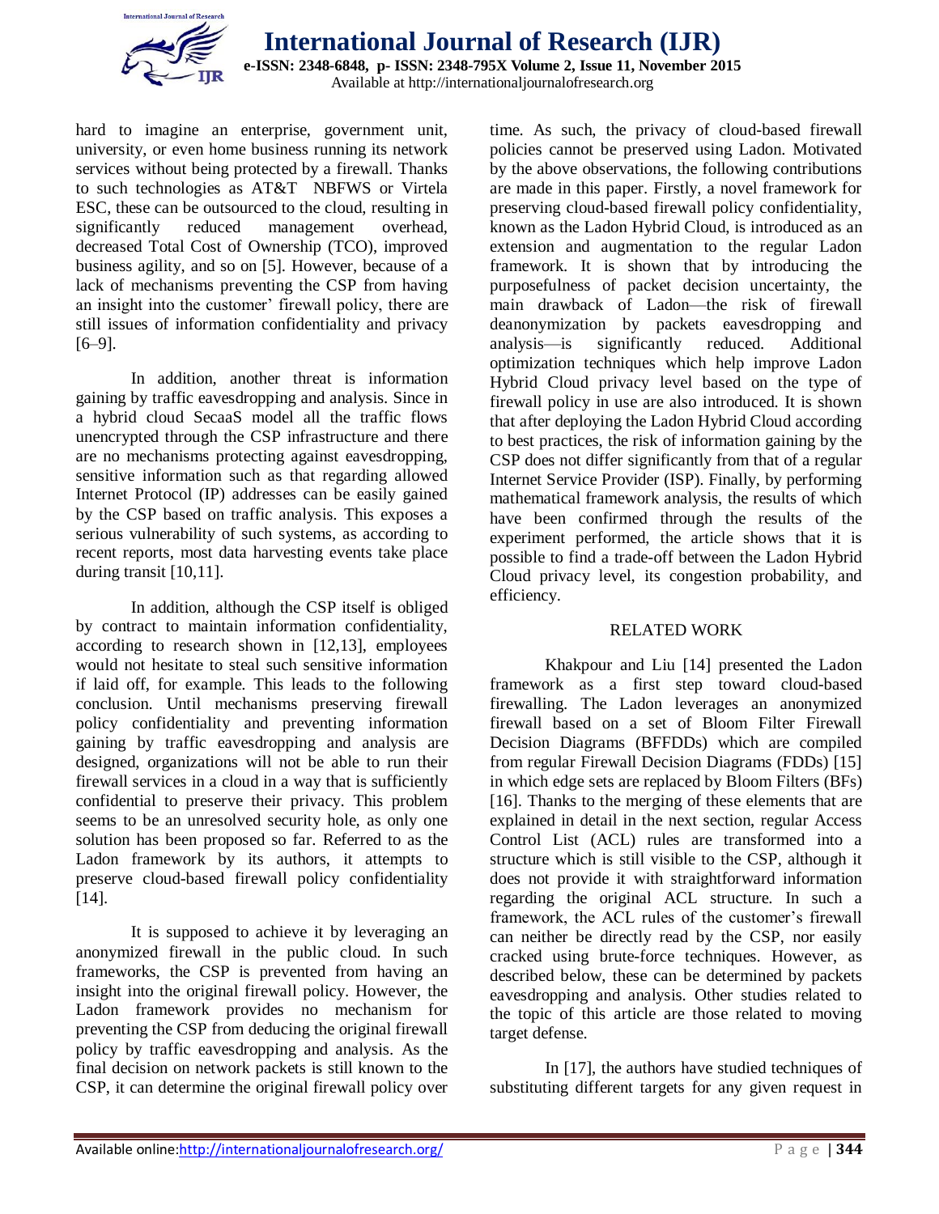hard to imagine an enterprise, government unit, university, or even home business running its network services without being protected by a firewall. Thanks to such technologies as AT&T NBFWS or Virtela ESC, these can be outsourced to the cloud, resulting in significantly reduced management overhead, decreased Total Cost of Ownership (TCO), improved business agility, and so on [5]. However, because of a lack of mechanisms preventing the CSP from having an insight into the customer' firewall policy, there are still issues of information confidentiality and privacy [6–9].

In addition, another threat is information gaining by traffic eavesdropping and analysis. Since in a hybrid cloud SecaaS model all the traffic flows unencrypted through the CSP infrastructure and there are no mechanisms protecting against eavesdropping, sensitive information such as that regarding allowed Internet Protocol (IP) addresses can be easily gained by the CSP based on traffic analysis. This exposes a serious vulnerability of such systems, as according to recent reports, most data harvesting events take place during transit [10,11].

In addition, although the CSP itself is obliged by contract to maintain information confidentiality, according to research shown in [12,13], employees would not hesitate to steal such sensitive information if laid off, for example. This leads to the following conclusion. Until mechanisms preserving firewall policy confidentiality and preventing information gaining by traffic eavesdropping and analysis are designed, organizations will not be able to run their firewall services in a cloud in a way that is sufficiently confidential to preserve their privacy. This problem seems to be an unresolved security hole, as only one solution has been proposed so far. Referred to as the Ladon framework by its authors, it attempts to preserve cloud-based firewall policy confidentiality [14].

It is supposed to achieve it by leveraging an anonymized firewall in the public cloud. In such frameworks, the CSP is prevented from having an insight into the original firewall policy. However, the Ladon framework provides no mechanism for preventing the CSP from deducing the original firewall policy by traffic eavesdropping and analysis. As the final decision on network packets is still known to the CSP, it can determine the original firewall policy over time. As such, the privacy of cloud-based firewall policies cannot be preserved using Ladon. Motivated by the above observations, the following contributions are made in this paper. Firstly, a novel framework for preserving cloud-based firewall policy confidentiality, known as the Ladon Hybrid Cloud, is introduced as an extension and augmentation to the regular Ladon framework. It is shown that by introducing the purposefulness of packet decision uncertainty, the main drawback of Ladon—the risk of firewall deanonymization by packets eavesdropping and analysis—is significantly reduced. Additional optimization techniques which help improve Ladon Hybrid Cloud privacy level based on the type of firewall policy in use are also introduced. It is shown that after deploying the Ladon Hybrid Cloud according to best practices, the risk of information gaining by the CSP does not differ significantly from that of a regular Internet Service Provider (ISP). Finally, by performing mathematical framework analysis, the results of which have been confirmed through the results of the experiment performed, the article shows that it is possible to find a trade-off between the Ladon Hybrid Cloud privacy level, its congestion probability, and efficiency.

## RELATED WORK

Khakpour and Liu [14] presented the Ladon framework as a first step toward cloud-based firewalling. The Ladon leverages an anonymized firewall based on a set of Bloom Filter Firewall Decision Diagrams (BFFDDs) which are compiled from regular Firewall Decision Diagrams (FDDs) [15] in which edge sets are replaced by Bloom Filters (BFs) [16]. Thanks to the merging of these elements that are explained in detail in the next section, regular Access Control List (ACL) rules are transformed into a structure which is still visible to the CSP, although it does not provide it with straightforward information regarding the original ACL structure. In such a framework, the ACL rules of the customer's firewall can neither be directly read by the CSP, nor easily cracked using brute-force techniques. However, as described below, these can be determined by packets eavesdropping and analysis. Other studies related to the topic of this article are those related to moving target defense.

In [17], the authors have studied techniques of substituting different targets for any given request in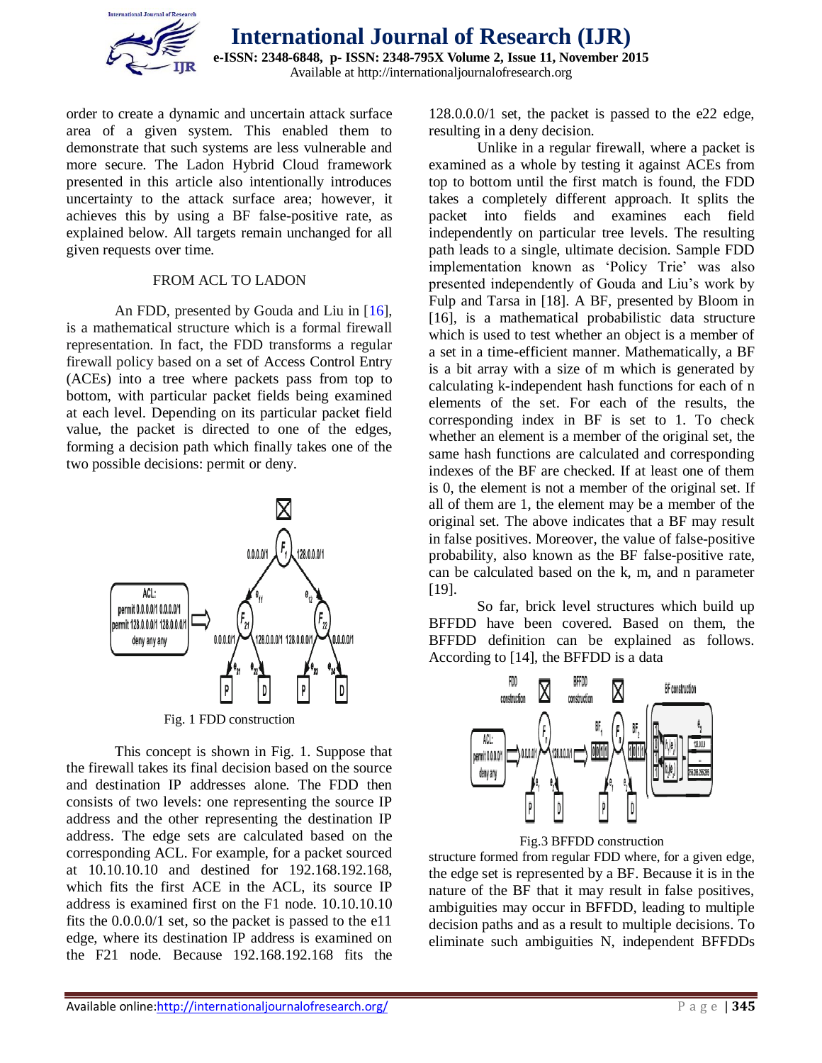order to create a dynamic and uncertain attack surface area of a given system. This enabled them to demonstrate that such systems are less vulnerable and more secure. The Ladon Hybrid Cloud framework presented in this article also intentionally introduces uncertainty to the attack surface area; however, it achieves this by using a BF false-positive rate, as explained below. All targets remain unchanged for all given requests over time.

## FROM ACL TO LADON

An FDD, presented by Gouda and Liu in [16], is a mathematical structure which is a formal firewall representation. In fact, the FDD transforms a regular firewall policy based on a set of Access Control Entry (ACEs) into a tree where packets pass from top to bottom, with particular packet fields being examined at each level. Depending on its particular packet field value, the packet is directed to one of the edges, forming a decision path which finally takes one of the two possible decisions: permit or deny.

Fig. 1 FDD construction

This concept is shown in Fig. 1. Suppose that the firewall takes its final decision based on the source and destination IP addresses alone. The FDD then consists of two levels: one representing the source IP address and the other representing the destination IP address. The edge sets are calculated based on the corresponding ACL. For example, for a packet sourced at 10.10.10.10 and destined for 192.168.192.168, which fits the first ACE in the ACL, its source IP address is examined first on the F1 node. 10.10.10.10 fits the 0.0.0.0/1 set, so the packet is passed to the e11 edge, where its destination IP address is examined on the F21 node. Because 192.168.192.168 fits the 128.0.0.0/1 set, the packet is passed to the e22 edge, resulting in a deny decision.

Unlike in a regular firewall, where a packet is examined as a whole by testing it against ACEs from top to bottom until the first match is found, the FDD takes a completely different approach. It splits the packet into fields and examines each field independently on particular tree levels. The resulting path leads to a single, ultimate decision. Sample FDD implementation known as 'Policy Trie' was also presented independently of Gouda and Liu's work by Fulp and Tarsa in [18]. A BF, presented by Bloom in [16], is a mathematical probabilistic data structure which is used to test whether an object is a member of a set in a time-efficient manner. Mathematically, a BF is a bit array with a size of m which is generated by calculating k-independent hash functions for each of n elements of the set. For each of the results, the corresponding index in BF is set to 1. To check whether an element is a member of the original set, the same hash functions are calculated and corresponding indexes of the BF are checked. If at least one of them is 0, the element is not a member of the original set. If all of them are 1, the element may be a member of the original set. The above indicates that a BF may result in false positives. Moreover, the value of false-positive probability, also known as the BF false-positive rate, can be calculated based on the k, m, and n parameter [19].

So far, brick level structures which build up BFFDD have been covered. Based on them, the BFFDD definition can be explained as follows. According to [14], the BFFDD is a data structure formed from regular FDD where, for a given edge, the edge set is represented by a BF. Because it is in the nature of the BF that it may result in false positives, ambiguities may occur in BFFDD, leading to multiple decision paths and as a result to multiple decisions. To eliminate such ambiguities N, independent BFFDDs

Fig.3 BFFDD construction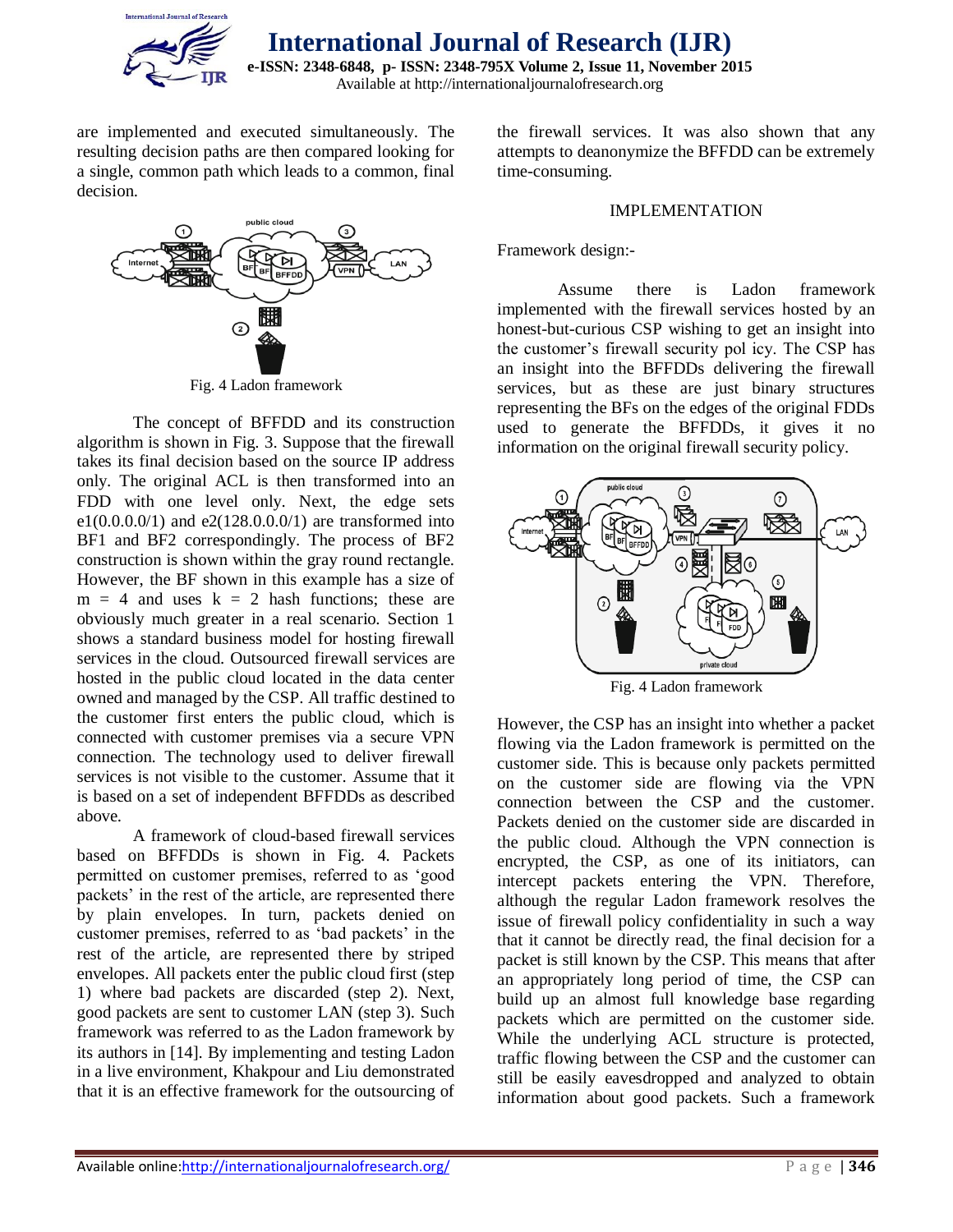are implemented and executed simultaneously. The resulting decision paths are then compared looking for a single, common path which leads to a common, final decision.

Fig. 4 Ladon framework

The concept of BFFDD and its construction algorithm is shown in Fig. 3. Suppose that the firewall takes its final decision based on the source IP address only. The original ACL is then transformed into an FDD with one level only. Next, the edge sets e1(0.0.0.0/1) and e2(128.0.0.0/1) are transformed into BF1 and BF2 correspondingly. The process of BF2 construction is shown within the gray round rectangle. However, the BF shown in this example has a size of m = 4 and uses k = 2 hash functions; these are obviously much greater in a real scenario. Section 1 shows a standard business model for hosting firewall services in the cloud. Outsourced firewall services are hosted in the public cloud located in the data center owned and managed by the CSP. All traffic destined to the customer first enters the public cloud, which is connected with customer premises via a secure VPN connection. The technology used to deliver firewall services is not visible to the customer. Assume that it is based on a set of independent BFFDDs as described above.

A framework of cloud-based firewall services based on BFFDDs is shown in Fig. 4. Packets permitted on customer premises, referred to as 'good packets' in the rest of the article, are represented there by plain envelopes. In turn, packets denied on customer premises, referred to as 'bad packets' in the rest of the article, are represented there by striped envelopes. All packets enter the public cloud first (step 1) where bad packets are discarded (step 2). Next, good packets are sent to customer LAN (step 3). Such framework was referred to as the Ladon framework by its authors in [14]. By implementing and testing Ladon in a live environment, Khakpour and Liu demonstrated that it is an effective framework for the outsourcing of the firewall services. It was also shown that any attempts to deanonymize the BFFDD can be extremely time-consuming.

## IMPLEMENTATION

Framework design:-

Assume there is Ladon framework implemented with the firewall services hosted by an honest-but-curious CSP wishing to get an insight into the customer's firewall security pol icy. The CSP has an insight into the BFFDDs delivering the firewall services, but as these are just binary structures representing the BFs on the edges of the original FDDs used to generate the BFFDDs, it gives it no information on the original firewall security policy.

Fig. 4 Ladon framework

However, the CSP has an insight into whether a packet flowing via the Ladon framework is permitted on the customer side. This is because only packets permitted on the customer side are flowing via the VPN connection between the CSP and the customer. Packets denied on the customer side are discarded in the public cloud. Although the VPN connection is encrypted, the CSP, as one of its initiators, can intercept packets entering the VPN. Therefore, although the regular Ladon framework resolves the issue of firewall policy confidentiality in such a way that it cannot be directly read, the final decision for a packet is still known by the CSP. This means that after an appropriately long period of time, the CSP can build up an almost full knowledge base regarding packets which are permitted on the customer side. While the underlying ACL structure is protected, traffic flowing between the CSP and the customer can still be easily eavesdropped and analyzed to obtain information about good packets. Such a framework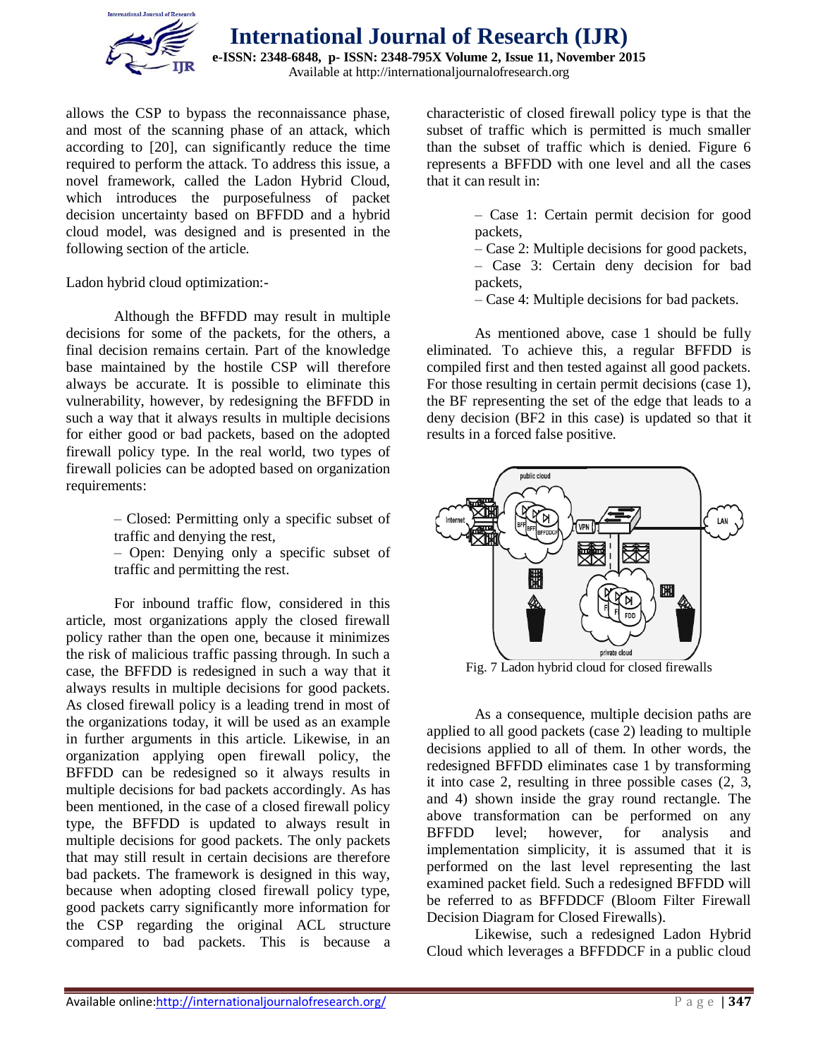allows the CSP to bypass the reconnaissance phase, and most of the scanning phase of an attack, which according to [20], can significantly reduce the time required to perform the attack. To address this issue, a novel framework, called the Ladon Hybrid Cloud, which introduces the purposefulness of packet decision uncertainty based on BFFDD and a hybrid cloud model, was designed and is presented in the following section of the article.

Ladon hybrid cloud optimization:-

Although the BFFDD may result in multiple decisions for some of the packets, for the others, a final decision remains certain. Part of the knowledge base maintained by the hostile CSP will therefore always be accurate. It is possible to eliminate this vulnerability, however, by redesigning the BFFDD in such a way that it always results in multiple decisions for either good or bad packets, based on the adopted firewall policy type. In the real world, two types of firewall policies can be adopted based on organization requirements:

– Closed: Permitting only a specific subset of traffic and denying the rest,
– Open: Denying only a specific subset of traffic and permitting the rest.

For inbound traffic flow, considered in this article, most organizations apply the closed firewall policy rather than the open one, because it minimizes the risk of malicious traffic passing through. In such a case, the BFFDD is redesigned in such a way that it always results in multiple decisions for good packets. As closed firewall policy is a leading trend in most of the organizations today, it will be used as an example in further arguments in this article. Likewise, in an organization applying open firewall policy, the BFFDD can be redesigned so it always results in multiple decisions for bad packets accordingly. As has been mentioned, in the case of a closed firewall policy type, the BFFDD is updated to always result in multiple decisions for good packets. The only packets that may still result in certain decisions are therefore bad packets. The framework is designed in this way, because when adopting closed firewall policy type, good packets carry significantly more information for the CSP regarding the original ACL structure compared to bad packets. This is because a characteristic of closed firewall policy type is that the subset of traffic which is permitted is much smaller than the subset of traffic which is denied. Figure 6 represents a BFFDD with one level and all the cases that it can result in:

– Case 1: Certain permit decision for good packets,
– Case 2: Multiple decisions for good packets,
– Case 3: Certain deny decision for bad packets,
– Case 4: Multiple decisions for bad packets.

As mentioned above, case 1 should be fully eliminated. To achieve this, a regular BFFDD is compiled first and then tested against all good packets. For those resulting in certain permit decisions (case 1), the BF representing the set of the edge that leads to a deny decision (BF2 in this case) is updated so that it results in a forced false positive.

Fig. 7 Ladon hybrid cloud for closed firewalls

As a consequence, multiple decision paths are applied to all good packets (case 2) leading to multiple decisions applied to all of them. In other words, the redesigned BFFDD eliminates case 1 by transforming it into case 2, resulting in three possible cases (2, 3, and 4) shown inside the gray round rectangle. The above transformation can be performed on any BFFDD level; however, for analysis and implementation simplicity, it is assumed that it is performed on the last level representing the last examined packet field. Such a redesigned BFFDD will be referred to as BFFDDCF (Bloom Filter Firewall Decision Diagram for Closed Firewalls).

Likewise, such a redesigned Ladon Hybrid Cloud which leverages a BFFDDCF in a public cloud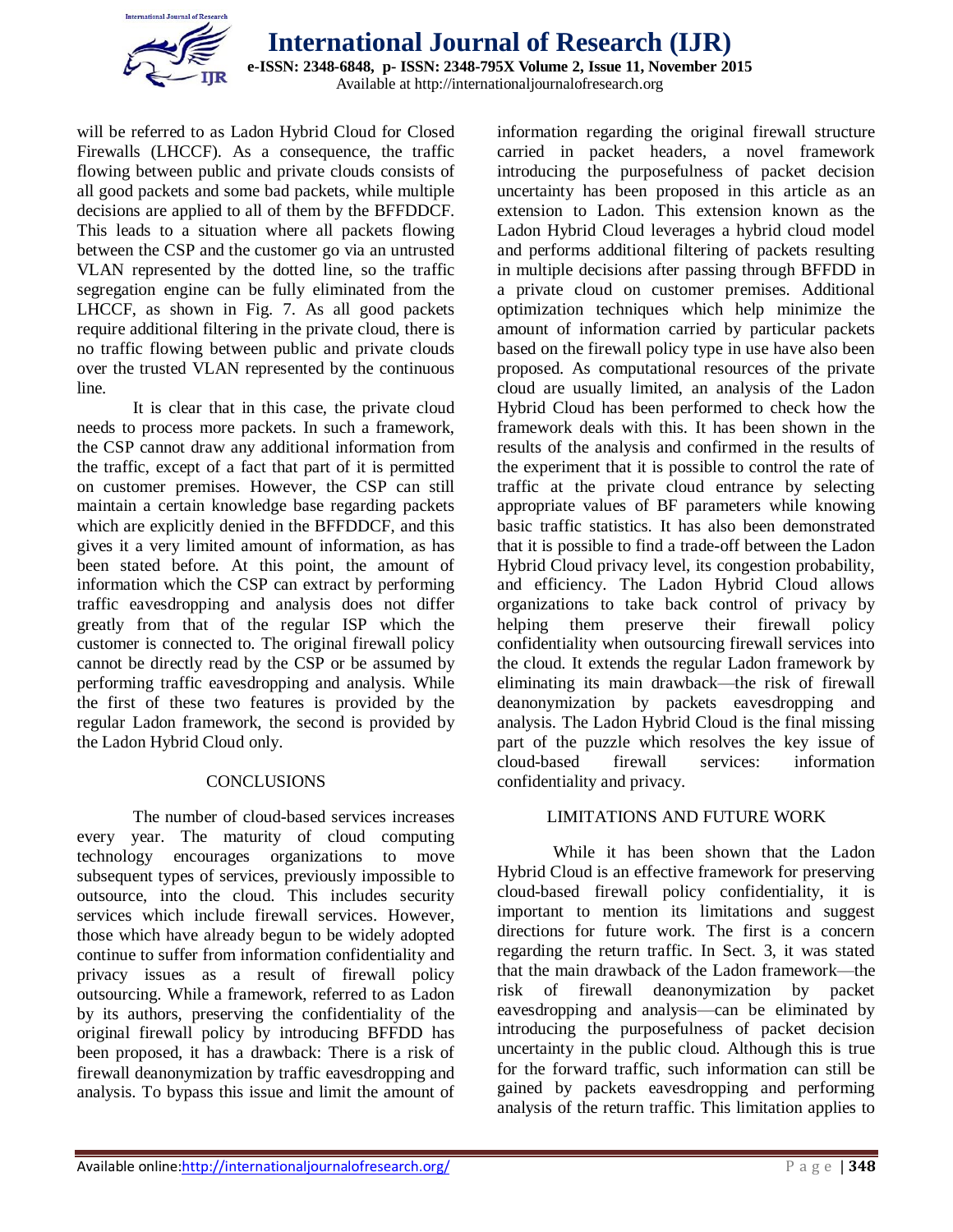will be referred to as Ladon Hybrid Cloud for Closed Firewalls (LHCCF). As a consequence, the traffic flowing between public and private clouds consists of all good packets and some bad packets, while multiple decisions are applied to all of them by the BFFDDCF. This leads to a situation where all packets flowing between the CSP and the customer go via an untrusted VLAN represented by the dotted line, so the traffic segregation engine can be fully eliminated from the LHCCF, as shown in Fig. 7. As all good packets require additional filtering in the private cloud, there is no traffic flowing between public and private clouds over the trusted VLAN represented by the continuous line.

It is clear that in this case, the private cloud needs to process more packets. In such a framework, the CSP cannot draw any additional information from the traffic, except of a fact that part of it is permitted on customer premises. However, the CSP can still maintain a certain knowledge base regarding packets which are explicitly denied in the BFFDDCF, and this gives it a very limited amount of information, as has been stated before. At this point, the amount of information which the CSP can extract by performing traffic eavesdropping and analysis does not differ greatly from that of the regular ISP which the customer is connected to. The original firewall policy cannot be directly read by the CSP or be assumed by performing traffic eavesdropping and analysis. While the first of these two features is provided by the regular Ladon framework, the second is provided by the Ladon Hybrid Cloud only.

## CONCLUSIONS

The number of cloud-based services increases every year. The maturity of cloud computing technology encourages organizations to move subsequent types of services, previously impossible to outsource, into the cloud. This includes security services which include firewall services. However, those which have already begun to be widely adopted continue to suffer from information confidentiality and privacy issues as a result of firewall policy outsourcing. While a framework, referred to as Ladon by its authors, preserving the confidentiality of the original firewall policy by introducing BFFDD has been proposed, it has a drawback: There is a risk of firewall deanonymization by traffic eavesdropping and analysis. To bypass this issue and limit the amount of information regarding the original firewall structure carried in packet headers, a novel framework introducing the purposefulness of packet decision uncertainty has been proposed in this article as an extension to Ladon. This extension known as the Ladon Hybrid Cloud leverages a hybrid cloud model and performs additional filtering of packets resulting in multiple decisions after passing through BFFDD in a private cloud on customer premises. Additional optimization techniques which help minimize the amount of information carried by particular packets based on the firewall policy type in use have also been proposed. As computational resources of the private cloud are usually limited, an analysis of the Ladon Hybrid Cloud has been performed to check how the framework deals with this. It has been shown in the results of the analysis and confirmed in the results of the experiment that it is possible to control the rate of traffic at the private cloud entrance by selecting appropriate values of BF parameters while knowing basic traffic statistics. It has also been demonstrated that it is possible to find a trade-off between the Ladon Hybrid Cloud privacy level, its congestion probability, and efficiency. The Ladon Hybrid Cloud allows organizations to take back control of privacy by helping them preserve their firewall policy confidentiality when outsourcing firewall services into the cloud. It extends the regular Ladon framework by eliminating its main drawback—the risk of firewall deanonymization by packets eavesdropping and analysis. The Ladon Hybrid Cloud is the final missing part of the puzzle which resolves the key issue of cloud-based firewall services: information confidentiality and privacy.

## LIMITATIONS AND FUTURE WORK

While it has been shown that the Ladon Hybrid Cloud is an effective framework for preserving cloud-based firewall policy confidentiality, it is important to mention its limitations and suggest directions for future work. The first is a concern regarding the return traffic. In Sect. 3, it was stated that the main drawback of the Ladon framework—the risk of firewall deanonymization by packet eavesdropping and analysis—can be eliminated by introducing the purposefulness of packet decision uncertainty in the public cloud. Although this is true for the forward traffic, such information can still be gained by packets eavesdropping and performing analysis of the return traffic. This limitation applies to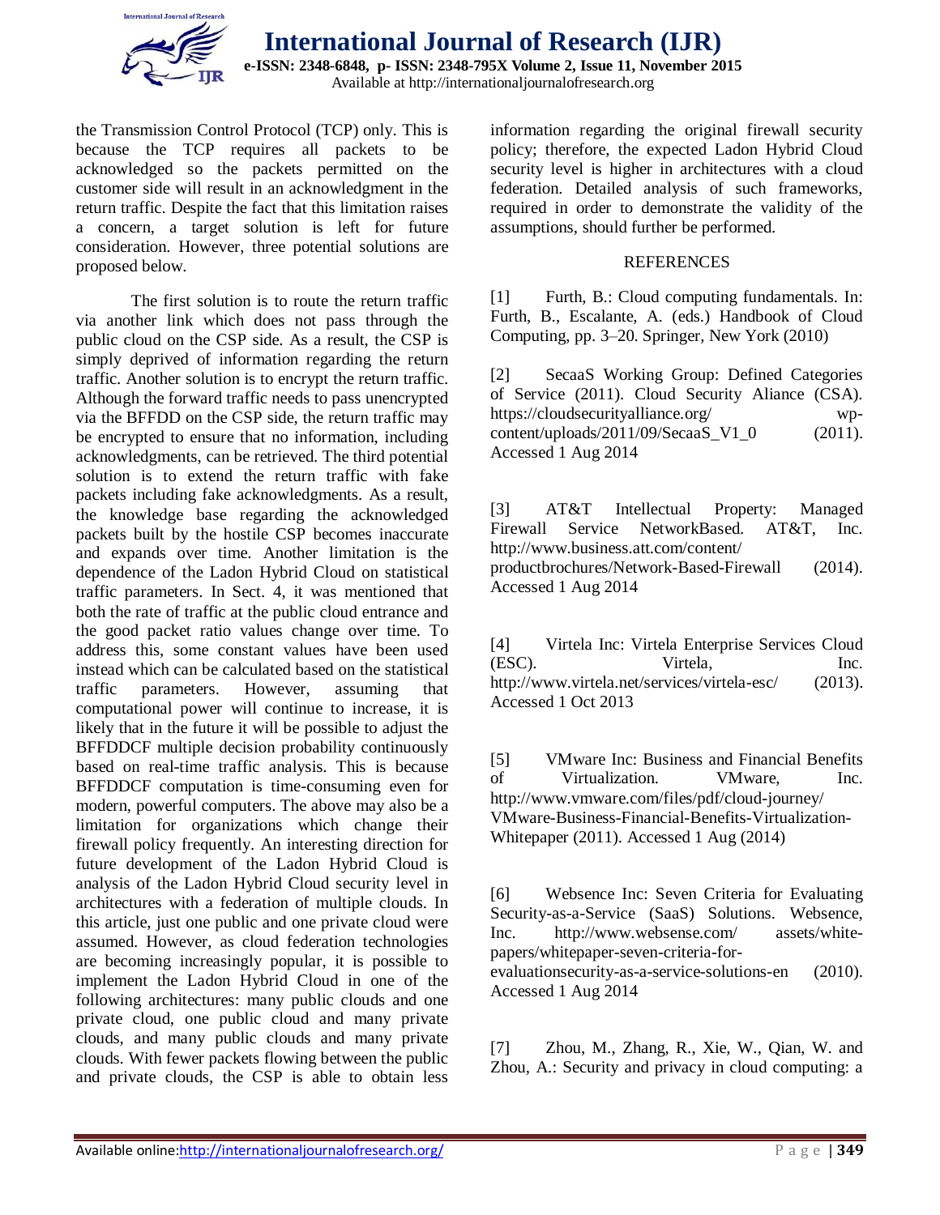the Transmission Control Protocol (TCP) only. This is because the TCP requires all packets to be acknowledged so the packets permitted on the customer side will result in an acknowledgment in the return traffic. Despite the fact that this limitation raises a concern, a target solution is left for future consideration. However, three potential solutions are proposed below.

The first solution is to route the return traffic via another link which does not pass through the public cloud on the CSP side. As a result, the CSP is simply deprived of information regarding the return traffic. Another solution is to encrypt the return traffic. Although the forward traffic needs to pass unencrypted via the BFFDD on the CSP side, the return traffic may be encrypted to ensure that no information, including acknowledgments, can be retrieved. The third potential solution is to extend the return traffic with fake packets including fake acknowledgments. As a result, the knowledge base regarding the acknowledged packets built by the hostile CSP becomes inaccurate and expands over time. Another limitation is the dependence of the Ladon Hybrid Cloud on statistical traffic parameters. In Sect. 4, it was mentioned that both the rate of traffic at the public cloud entrance and the good packet ratio values change over time. To address this, some constant values have been used instead which can be calculated based on the statistical traffic parameters. However, assuming that computational power will continue to increase, it is likely that in the future it will be possible to adjust the BFFDDCF multiple decision probability continuously based on real-time traffic analysis. This is because BFFDDCF computation is time-consuming even for modern, powerful computers. The above may also be a limitation for organizations which change their firewall policy frequently. An interesting direction for future development of the Ladon Hybrid Cloud is analysis of the Ladon Hybrid Cloud security level in architectures with a federation of multiple clouds. In this article, just one public and one private cloud were assumed. However, as cloud federation technologies are becoming increasingly popular, it is possible to implement the Ladon Hybrid Cloud in one of the following architectures: many public clouds and one private cloud, one public cloud and many private clouds, and many public clouds and many private clouds. With fewer packets flowing between the public and private clouds, the CSP is able to obtain less information regarding the original firewall security policy; therefore, the expected Ladon Hybrid Cloud security level is higher in architectures with a cloud federation. Detailed analysis of such frameworks, required in order to demonstrate the validity of the assumptions, should further be performed.

## REFERENCES

[1] Furth, B.: Cloud computing fundamentals. In: Furth, B., Escalante, A. (eds.) Handbook of Cloud Computing, pp. 3–20. Springer, New York (2010)

[2] SecaaS Working Group: Defined Categories of Service (2011). Cloud Security Aliance (CSA). https://cloudsecurityalliance.org/ wp-content/uploads/2011/09/SecaaS_V1_0 (2011). Accessed 1 Aug 2014

[3] AT&T Intellectual Property: Managed Firewall Service NetworkBased. AT&T, Inc. http://www.business.att.com/content/ productbrochures/Network-Based-Firewall (2014). Accessed 1 Aug 2014

[4] Virtela Inc: Virtela Enterprise Services Cloud (ESC). Virtela, Inc. http://www.virtela.net/services/virtela-esc/ (2013). Accessed 1 Oct 2013

[5] VMware Inc: Business and Financial Benefits of Virtualization. VMware, Inc. http://www.vmware.com/files/pdf/cloud-journey/ VMware-Business-Financial-Benefits-Virtualization-Whitepaper (2011). Accessed 1 Aug (2014)

[6] Websence Inc: Seven Criteria for Evaluating Security-as-a-Service (SaaS) Solutions. Webscence, Inc. http://www.websense.com/ assets/white-papers/whitepaper-seven-criteria-for-evaluationsecurity-as-a-service-solutions-en (2010). Accessed 1 Aug 2014

[7] Zhou, M., Zhang, R., Xie, W., Qian, W. and Zhou, A.: Security and privacy in cloud computing: a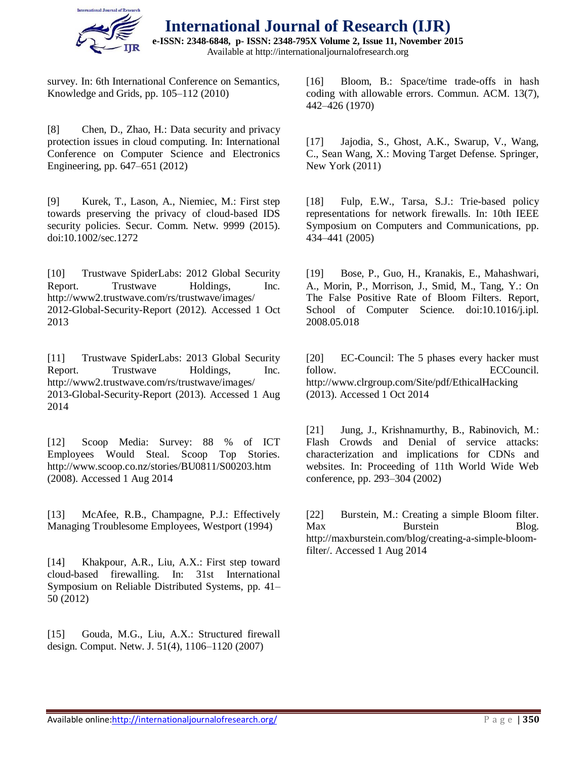survey. In: 6th International Conference on Semantics, Knowledge and Grids, pp. 105–112 (2010)

[8] Chen, D., Zhao, H.: Data security and privacy protection issues in cloud computing. In: International Conference on Computer Science and Electronics Engineering, pp. 647–651 (2012)

[9] Kurek, T., Lason, A., Niemiec, M.: First step towards preserving the privacy of cloud-based IDS security policies. Secur. Comm. Netw. 9999 (2015). doi:10.1002/sec.1272

[10] Trustwave SpiderLabs: 2012 Global Security Report. Trustwave Holdings, Inc. http://www2.trustwave.com/rs/trustwave/images/2012-Global-Security-Report (2012). Accessed 1 Oct 2013

[11] Trustwave SpiderLabs: 2013 Global Security Report. Trustwave Holdings, Inc. http://www2.trustwave.com/rs/trustwave/images/2013-Global-Security-Report (2013). Accessed 1 Aug 2014

[12] Scoop Media: Survey: 88 % of ICT Employees Would Steal. Scoop Top Stories. http://www.scoop.co.nz/stories/BU0811/S00203.htm (2008). Accessed 1 Aug 2014

[13] McAfee, R.B., Champagne, P.J.: Effectively Managing Troublesome Employees, Westport (1994)

[14] Khakpour, A.R., Liu, A.X.: First step toward cloud-based firewalling. In: 31st International Symposium on Reliable Distributed Systems, pp. 41–50 (2012)

[15] Gouda, M.G., Liu, A.X.: Structured firewall design. Comput. Netw. J. 51(4), 1106–1120 (2007)

[16] Bloom, B.: Space/time trade-offs in hash coding with allowable errors. Commun. ACM. 13(7), 442–426 (1970)

[17] Jajodia, S., Ghost, A.K., Swarup, V., Wang, C., Sean Wang, X.: Moving Target Defense. Springer, New York (2011)

[18] Fulp, E.W., Tarsa, S.J.: Trie-based policy representations for network firewalls. In: 10th IEEE Symposium on Computers and Communications, pp. 434–441 (2005)

[19] Bose, P., Guo, H., Kranakis, E., Mahashwari, A., Morin, P., Morrison, J., Smid, M., Tang, Y.: On The False Positive Rate of Bloom Filters. Report, School of Computer Science. doi:10.1016/j.ipl.2008.05.018

[20] EC-Council: The 5 phases every hacker must follow. ECCouncil. http://www.clrgroup.com/Site/pdf/EthicalHacking (2013). Accessed 1 Oct 2014

[21] Jung, J., Krishnamurthy, B., Rabinovich, M.: Flash Crowds and Denial of service attacks: characterization and implications for CDNs and websites. In: Proceeding of 11th World Wide Web conference, pp. 293–304 (2002)

[22] Burstein, M.: Creating a simple Bloom filter. Max Burstein Blog. http://maxburstein.com/blog/creating-a-simple-bloom-filter/. Accessed 1 Aug 2014